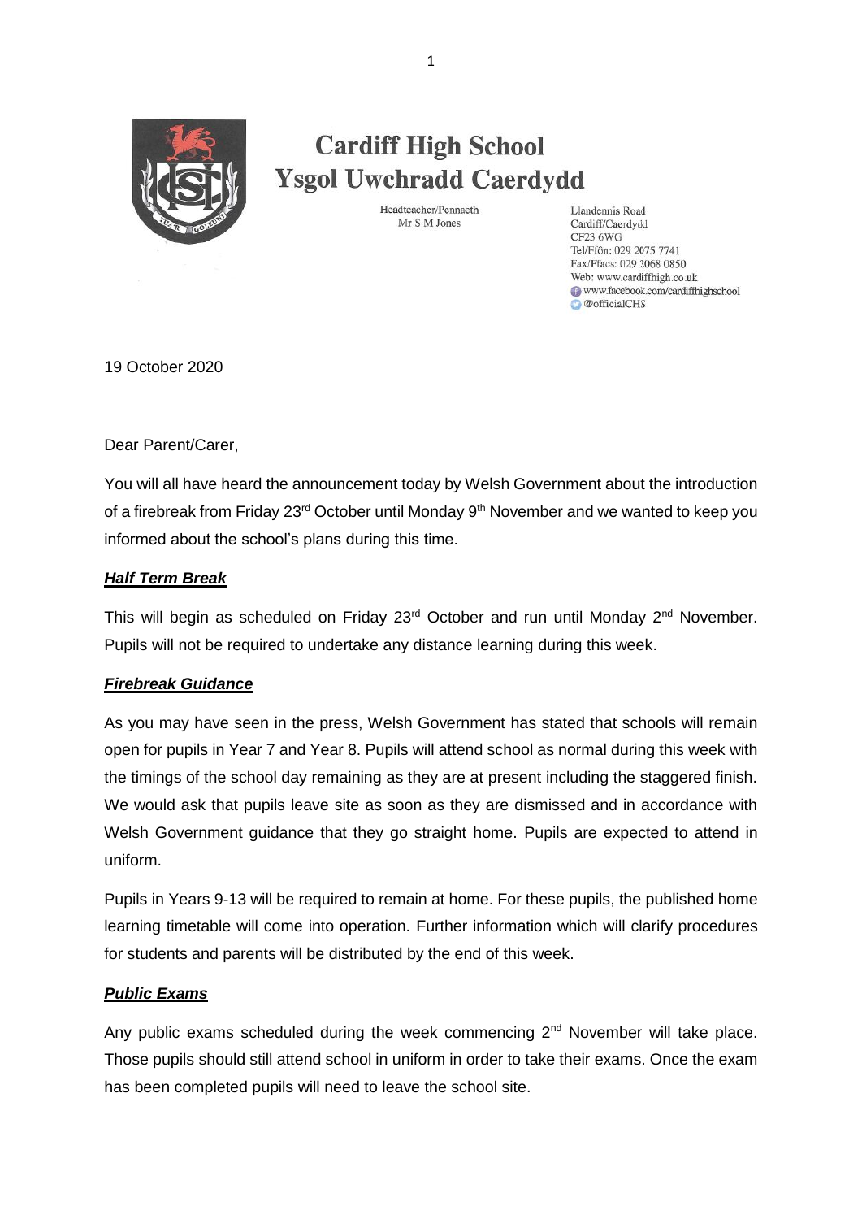# Cardiff High School
# Ysgol Uwchradd Caerdydd

Headteacher/Pennaeth
Mr S M Jones

Llandennis Road
Cardiff/Caerdydd
CF23 6WG
Tel/Ffôn: 029 2075 7741
Fax/Ffacs: 029 2068 0850
Web: www.cardiffhigh.co.uk
www.facebook.com/cardiffhighschool
@officialCHS

19 October 2020

Dear Parent/Carer,

You will all have heard the announcement today by Welsh Government about the introduction of a firebreak from Friday 23rd October until Monday 9th November and we wanted to keep you informed about the school's plans during this time.

***Half Term Break***

This will begin as scheduled on Friday 23rd October and run until Monday 2nd November. Pupils will not be required to undertake any distance learning during this week.

***Firebreak Guidance***

As you may have seen in the press, Welsh Government has stated that schools will remain open for pupils in Year 7 and Year 8. Pupils will attend school as normal during this week with the timings of the school day remaining as they are at present including the staggered finish. We would ask that pupils leave site as soon as they are dismissed and in accordance with Welsh Government guidance that they go straight home. Pupils are expected to attend in uniform.

Pupils in Years 9-13 will be required to remain at home. For these pupils, the published home learning timetable will come into operation. Further information which will clarify procedures for students and parents will be distributed by the end of this week.

***Public Exams***

Any public exams scheduled during the week commencing 2nd November will take place. Those pupils should still attend school in uniform in order to take their exams. Once the exam has been completed pupils will need to leave the school site.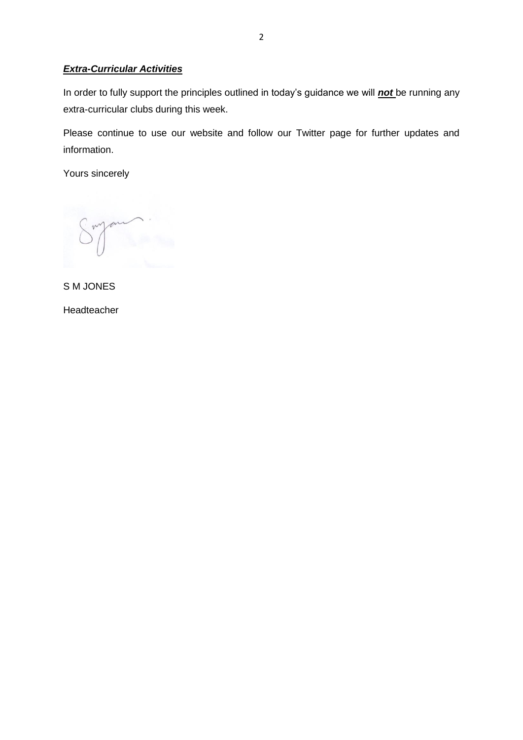***Extra-Curricular Activities***

In order to fully support the principles outlined in today's guidance we will ***not*** be running any extra-curricular clubs during this week.

Please continue to use our website and follow our Twitter page for further updates and information.

Yours sincerely

S M JONES

Headteacher